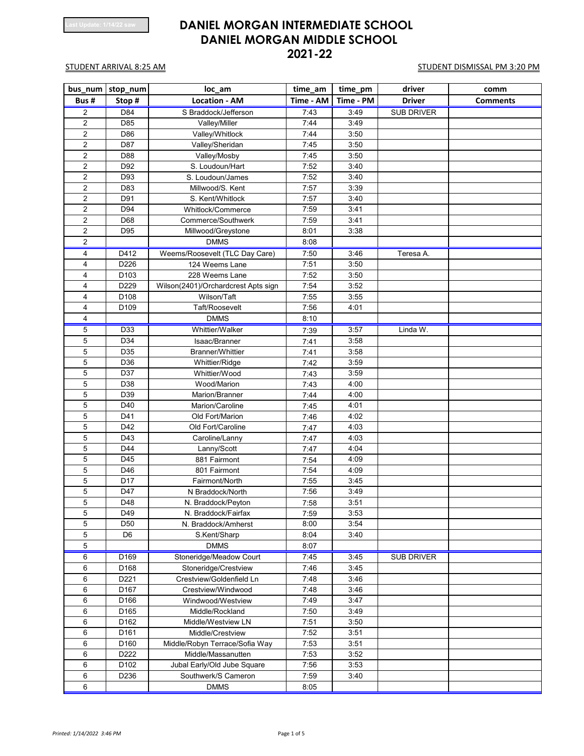Last Update: 1/14/22 saw

# DANIEL MORGAN INTERMEDIATE SCHOOL
# DANIEL MORGAN MIDDLE SCHOOL
# 2021-22

STUDENT ARRIVAL 8:25 AM

STUDENT DISMISSAL PM 3:20 PM

| bus_num | stop_num | loc_am | time_am | time_pm | driver | comm |
|---|---|---|---|---|---|---|
| Bus # | Stop # | Location - AM | Time - AM | Time - PM | Driver | Comments |
| 2 | D84 | S Braddock/Jefferson | 7:43 | 3:49 | SUB DRIVER | |
| 2 | D85 | Valley/Miller | 7:44 | 3:49 | | |
| 2 | D86 | Valley/Whitlock | 7:44 | 3:50 | | |
| 2 | D87 | Valley/Sheridan | 7:45 | 3:50 | | |
| 2 | D88 | Valley/Mosby | 7:45 | 3:50 | | |
| 2 | D92 | S. Loudoun/Hart | 7:52 | 3:40 | | |
| 2 | D93 | S. Loudoun/James | 7:52 | 3:40 | | |
| 2 | D83 | Millwood/S. Kent | 7:57 | 3:39 | | |
| 2 | D91 | S. Kent/Whitlock | 7:57 | 3:40 | | |
| 2 | D94 | Whitlock/Commerce | 7:59 | 3:41 | | |
| 2 | D68 | Commerce/Southwerk | 7:59 | 3:41 | | |
| 2 | D95 | Millwood/Greystone | 8:01 | 3:38 | | |
| 2 | | DMMS | 8:08 | | | |
| 4 | D412 | Weems/Roosevelt (TLC Day Care) | 7:50 | 3:46 | Teresa A. | |
| 4 | D226 | 124 Weems Lane | 7:51 | 3:50 | | |
| 4 | D103 | 228 Weems Lane | 7:52 | 3:50 | | |
| 4 | D229 | Wilson(2401)/Orchardcrest Apts sign | 7:54 | 3:52 | | |
| 4 | D108 | Wilson/Taft | 7:55 | 3:55 | | |
| 4 | D109 | Taft/Roosevelt | 7:56 | 4:01 | | |
| 4 | | DMMS | 8:10 | | | |
| 5 | D33 | Whittier/Walker | 7:39 | 3:57 | Linda W. | |
| 5 | D34 | Isaac/Branner | 7:41 | 3:58 | | |
| 5 | D35 | Branner/Whittier | 7:41 | 3:58 | | |
| 5 | D36 | Whittier/Ridge | 7:42 | 3:59 | | |
| 5 | D37 | Whittier/Wood | 7:43 | 3:59 | | |
| 5 | D38 | Wood/Marion | 7:43 | 4:00 | | |
| 5 | D39 | Marion/Branner | 7:44 | 4:00 | | |
| 5 | D40 | Marion/Caroline | 7:45 | 4:01 | | |
| 5 | D41 | Old Fort/Marion | 7:46 | 4:02 | | |
| 5 | D42 | Old Fort/Caroline | 7:47 | 4:03 | | |
| 5 | D43 | Caroline/Lanny | 7:47 | 4:03 | | |
| 5 | D44 | Lanny/Scott | 7:47 | 4:04 | | |
| 5 | D45 | 881 Fairmont | 7:54 | 4:09 | | |
| 5 | D46 | 801 Fairmont | 7:54 | 4:09 | | |
| 5 | D17 | Fairmont/North | 7:55 | 3:45 | | |
| 5 | D47 | N Braddock/North | 7:56 | 3:49 | | |
| 5 | D48 | N. Braddock/Peyton | 7:58 | 3:51 | | |
| 5 | D49 | N. Braddock/Fairfax | 7:59 | 3:53 | | |
| 5 | D50 | N. Braddock/Amherst | 8:00 | 3:54 | | |
| 5 | D6 | S.Kent/Sharp | 8:04 | 3:40 | | |
| 5 | | DMMS | 8:07 | | | |
| 6 | D169 | Stoneridge/Meadow Court | 7:45 | 3:45 | SUB DRIVER | |
| 6 | D168 | Stoneridge/Crestview | 7:46 | 3:45 | | |
| 6 | D221 | Crestview/Goldenfield Ln | 7:48 | 3:46 | | |
| 6 | D167 | Crestview/Windwood | 7:48 | 3:46 | | |
| 6 | D166 | Windwood/Westview | 7:49 | 3:47 | | |
| 6 | D165 | Middle/Rockland | 7:50 | 3:49 | | |
| 6 | D162 | Middle/Westview LN | 7:51 | 3:50 | | |
| 6 | D161 | Middle/Crestview | 7:52 | 3:51 | | |
| 6 | D160 | Middle/Robyn Terrace/Sofia Way | 7:53 | 3:51 | | |
| 6 | D222 | Middle/Massanutten | 7:53 | 3:52 | | |
| 6 | D102 | Jubal Early/Old Jube Square | 7:56 | 3:53 | | |
| 6 | D236 | Southwerk/S Cameron | 7:59 | 3:40 | | |
| 6 | | DMMS | 8:05 | | | |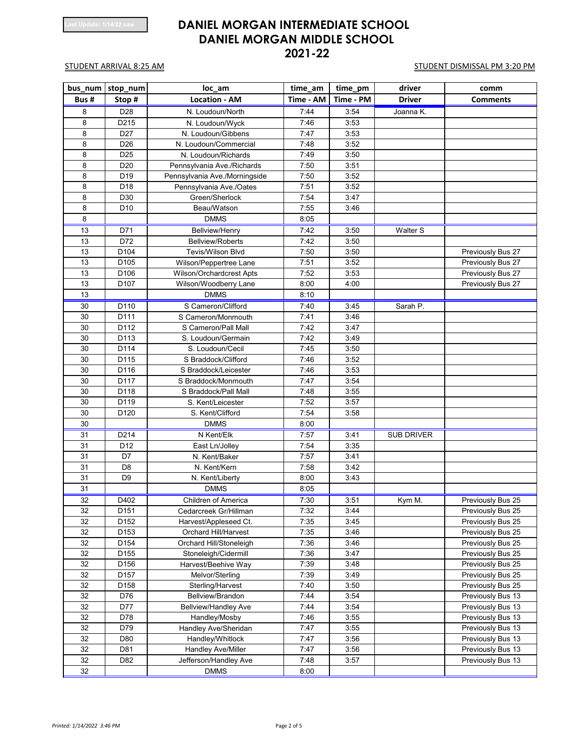# DANIEL MORGAN INTERMEDIATE SCHOOL
# DANIEL MORGAN MIDDLE SCHOOL
# 2021-22

Last Update: 1/14/22 saw

STUDENT ARRIVAL 8:25 AM

STUDENT DISMISSAL PM 3:20 PM

| bus_num | stop_num | loc_am | time_am | time_pm | driver | comm |
|---|---|---|---|---|---|---|
| **Bus #** | **Stop #** | **Location - AM** | **Time - AM** | **Time - PM** | **Driver** | **Comments** |
| 8 | D28 | N. Loudoun/North | 7:44 | 3:54 | Joanna K. | |
| 8 | D215 | N. Loudoun/Wyck | 7:46 | 3:53 | | |
| 8 | D27 | N. Loudoun/Gibbens | 7:47 | 3:53 | | |
| 8 | D26 | N. Loudoun/Commercial | 7:48 | 3:52 | | |
| 8 | D25 | N. Loudoun/Richards | 7:49 | 3:50 | | |
| 8 | D20 | Pennsylvania Ave./Richards | 7:50 | 3:51 | | |
| 8 | D19 | Pennsylvania Ave./Morningside | 7:50 | 3:52 | | |
| 8 | D18 | Pennsylvania Ave./Oates | 7:51 | 3:52 | | |
| 8 | D30 | Green/Sherlock | 7:54 | 3:47 | | |
| 8 | D10 | Beau/Watson | 7:55 | 3:46 | | |
| 8 | | DMMS | 8:05 | | | |
| 13 | D71 | Bellview/Henry | 7:42 | 3:50 | Walter S | |
| 13 | D72 | Bellview/Roberts | 7:42 | 3:50 | | |
| 13 | D104 | Tevis/Wilson Blvd | 7:50 | 3:50 | | Previously Bus 27 |
| 13 | D105 | Wilson/Peppertree Lane | 7:51 | 3:52 | | Previously Bus 27 |
| 13 | D106 | Wilson/Orchardcrest Apts | 7:52 | 3:53 | | Previously Bus 27 |
| 13 | D107 | Wilson/Woodberry Lane | 8:00 | 4:00 | | Previously Bus 27 |
| 13 | | DMMS | 8:10 | | | |
| 30 | D110 | S Cameron/Clifford | 7:40 | 3:45 | Sarah P. | |
| 30 | D111 | S Cameron/Monmouth | 7:41 | 3:46 | | |
| 30 | D112 | S Cameron/Pall Mall | 7:42 | 3:47 | | |
| 30 | D113 | S. Loudoun/Germain | 7:42 | 3:49 | | |
| 30 | D114 | S. Loudoun/Cecil | 7:45 | 3:50 | | |
| 30 | D115 | S Braddock/Clifford | 7:46 | 3:52 | | |
| 30 | D116 | S Braddock/Leicester | 7:46 | 3:53 | | |
| 30 | D117 | S Braddock/Monmouth | 7:47 | 3:54 | | |
| 30 | D118 | S Braddock/Pall Mall | 7:48 | 3:55 | | |
| 30 | D119 | S. Kent/Leicester | 7:52 | 3:57 | | |
| 30 | D120 | S. Kent/Clifford | 7:54 | 3:58 | | |
| 30 | | DMMS | 8:00 | | | |
| 31 | D214 | N Kent/Elk | 7:57 | 3:41 | SUB DRIVER | |
| 31 | D12 | East Ln/Jolley | 7:54 | 3:35 | | |
| 31 | D7 | N. Kent/Baker | 7:57 | 3:41 | | |
| 31 | D8 | N. Kent/Kern | 7:58 | 3:42 | | |
| 31 | D9 | N. Kent/Liberty | 8:00 | 3:43 | | |
| 31 | | DMMS | 8:05 | | | |
| 32 | D402 | Children of America | 7:30 | 3:51 | Kym M. | Previously Bus 25 |
| 32 | D151 | Cedarcreek Gr/Hillman | 7:32 | 3:44 | | Previously Bus 25 |
| 32 | D152 | Harvest/Appleseed Ct. | 7:35 | 3:45 | | Previously Bus 25 |
| 32 | D153 | Orchard Hill/Harvest | 7:35 | 3:46 | | Previously Bus 25 |
| 32 | D154 | Orchard Hill/Stoneleigh | 7:36 | 3:46 | | Previously Bus 25 |
| 32 | D155 | Stoneleigh/Cidermill | 7:36 | 3:47 | | Previously Bus 25 |
| 32 | D156 | Harvest/Beehive Way | 7:39 | 3:48 | | Previously Bus 25 |
| 32 | D157 | Melvor/Sterling | 7:39 | 3:49 | | Previously Bus 25 |
| 32 | D158 | Sterling/Harvest | 7:40 | 3:50 | | Previously Bus 25 |
| 32 | D76 | Bellview/Brandon | 7:44 | 3:54 | | Previously Bus 13 |
| 32 | D77 | Bellview/Handley Ave | 7:44 | 3:54 | | Previously Bus 13 |
| 32 | D78 | Handley/Mosby | 7:46 | 3:55 | | Previously Bus 13 |
| 32 | D79 | Handley Ave/Sheridan | 7:47 | 3:55 | | Previously Bus 13 |
| 32 | D80 | Handley/Whitlock | 7:47 | 3:56 | | Previously Bus 13 |
| 32 | D81 | Handley Ave/Miller | 7:47 | 3:56 | | Previously Bus 13 |
| 32 | D82 | Jefferson/Handley Ave | 7:48 | 3:57 | | Previously Bus 13 |
| 32 | | DMMS | 8:00 | | | |

*Printed: 1/14/2022 3:46 PM*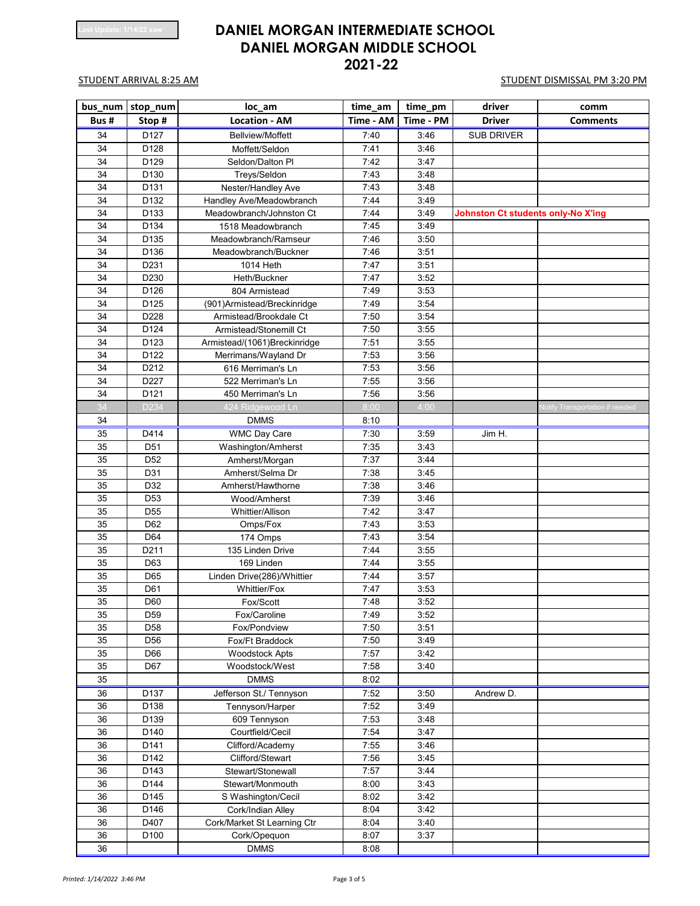Last Update: 1/14/22 saw

# DANIEL MORGAN INTERMEDIATE SCHOOL
# DANIEL MORGAN MIDDLE SCHOOL
# 2021-22

STUDENT ARRIVAL 8:25 AM

STUDENT DISMISSAL PM 3:20 PM

| bus_num | stop_num | loc_am | time_am | time_pm | driver | comm |
|---|---|---|---|---|---|---|
| **Bus #** | **Stop #** | **Location - AM** | **Time - AM** | **Time - PM** | **Driver** | **Comments** |
| 34 | D127 | Bellview/Moffett | 7:40 | 3:46 | SUB DRIVER | |
| 34 | D128 | Moffett/Seldon | 7:41 | 3:46 | | |
| 34 | D129 | Seldon/Dalton Pl | 7:42 | 3:47 | | |
| 34 | D130 | Treys/Seldon | 7:43 | 3:48 | | |
| 34 | D131 | Nester/Handley Ave | 7:43 | 3:48 | | |
| 34 | D132 | Handley Ave/Meadowbranch | 7:44 | 3:49 | | |
| 34 | D133 | Meadowbranch/Johnston Ct | 7:44 | 3:49 | **Johnston Ct students only-No X'ing** | |
| 34 | D134 | 1518 Meadowbranch | 7:45 | 3:49 | | |
| 34 | D135 | Meadowbranch/Ramseur | 7:46 | 3:50 | | |
| 34 | D136 | Meadowbranch/Buckner | 7:46 | 3:51 | | |
| 34 | D231 | 1014 Heth | 7:47 | 3:51 | | |
| 34 | D230 | Heth/Buckner | 7:47 | 3:52 | | |
| 34 | D126 | 804 Armistead | 7:49 | 3:53 | | |
| 34 | D125 | (901)Armistead/Breckinridge | 7:49 | 3:54 | | |
| 34 | D228 | Armistead/Brookdale Ct | 7:50 | 3:54 | | |
| 34 | D124 | Armistead/Stonemill Ct | 7:50 | 3:55 | | |
| 34 | D123 | Armistead/(1061)Breckinridge | 7:51 | 3:55 | | |
| 34 | D122 | Merrimans/Wayland Dr | 7:53 | 3:56 | | |
| 34 | D212 | 616 Merriman's Ln | 7:53 | 3:56 | | |
| 34 | D227 | 522 Merriman's Ln | 7:55 | 3:56 | | |
| 34 | D121 | 450 Merriman's Ln | 7:56 | 3:56 | | |
| 34 | D234 | 424 Ridgewood Ln | 8:00 | 4:00 | | Notify Transportation if needed |
| 34 | | DMMS | 8:10 | | | |
| 35 | D414 | WMC Day Care | 7:30 | 3:59 | Jim H. | |
| 35 | D51 | Washington/Amherst | 7:35 | 3:43 | | |
| 35 | D52 | Amherst/Morgan | 7:37 | 3:44 | | |
| 35 | D31 | Amherst/Selma Dr | 7:38 | 3:45 | | |
| 35 | D32 | Amherst/Hawthorne | 7:38 | 3:46 | | |
| 35 | D53 | Wood/Amherst | 7:39 | 3:46 | | |
| 35 | D55 | Whittier/Allison | 7:42 | 3:47 | | |
| 35 | D62 | Omps/Fox | 7:43 | 3:53 | | |
| 35 | D64 | 174 Omps | 7:43 | 3:54 | | |
| 35 | D211 | 135 Linden Drive | 7:44 | 3:55 | | |
| 35 | D63 | 169 Linden | 7:44 | 3:55 | | |
| 35 | D65 | Linden Drive(286)/Whittier | 7:44 | 3:57 | | |
| 35 | D61 | Whittier/Fox | 7:47 | 3:53 | | |
| 35 | D60 | Fox/Scott | 7:48 | 3:52 | | |
| 35 | D59 | Fox/Caroline | 7:49 | 3:52 | | |
| 35 | D58 | Fox/Pondview | 7:50 | 3:51 | | |
| 35 | D56 | Fox/Ft Braddock | 7:50 | 3:49 | | |
| 35 | D66 | Woodstock Apts | 7:57 | 3:42 | | |
| 35 | D67 | Woodstock/West | 7:58 | 3:40 | | |
| 35 | | DMMS | 8:02 | | | |
| 36 | D137 | Jefferson St./ Tennyson | 7:52 | 3:50 | Andrew D. | |
| 36 | D138 | Tennyson/Harper | 7:52 | 3:49 | | |
| 36 | D139 | 609 Tennyson | 7:53 | 3:48 | | |
| 36 | D140 | Courtfield/Cecil | 7:54 | 3:47 | | |
| 36 | D141 | Clifford/Academy | 7:55 | 3:46 | | |
| 36 | D142 | Clifford/Stewart | 7:56 | 3:45 | | |
| 36 | D143 | Stewart/Stonewall | 7:57 | 3:44 | | |
| 36 | D144 | Stewart/Monmouth | 8:00 | 3:43 | | |
| 36 | D145 | S Washington/Cecil | 8:02 | 3:42 | | |
| 36 | D146 | Cork/Indian Alley | 8:04 | 3:42 | | |
| 36 | D407 | Cork/Market St Learning Ctr | 8:04 | 3:40 | | |
| 36 | D100 | Cork/Opequon | 8:07 | 3:37 | | |
| 36 | | DMMS | 8:08 | | | |

*Printed: 1/14/2022 3:46 PM*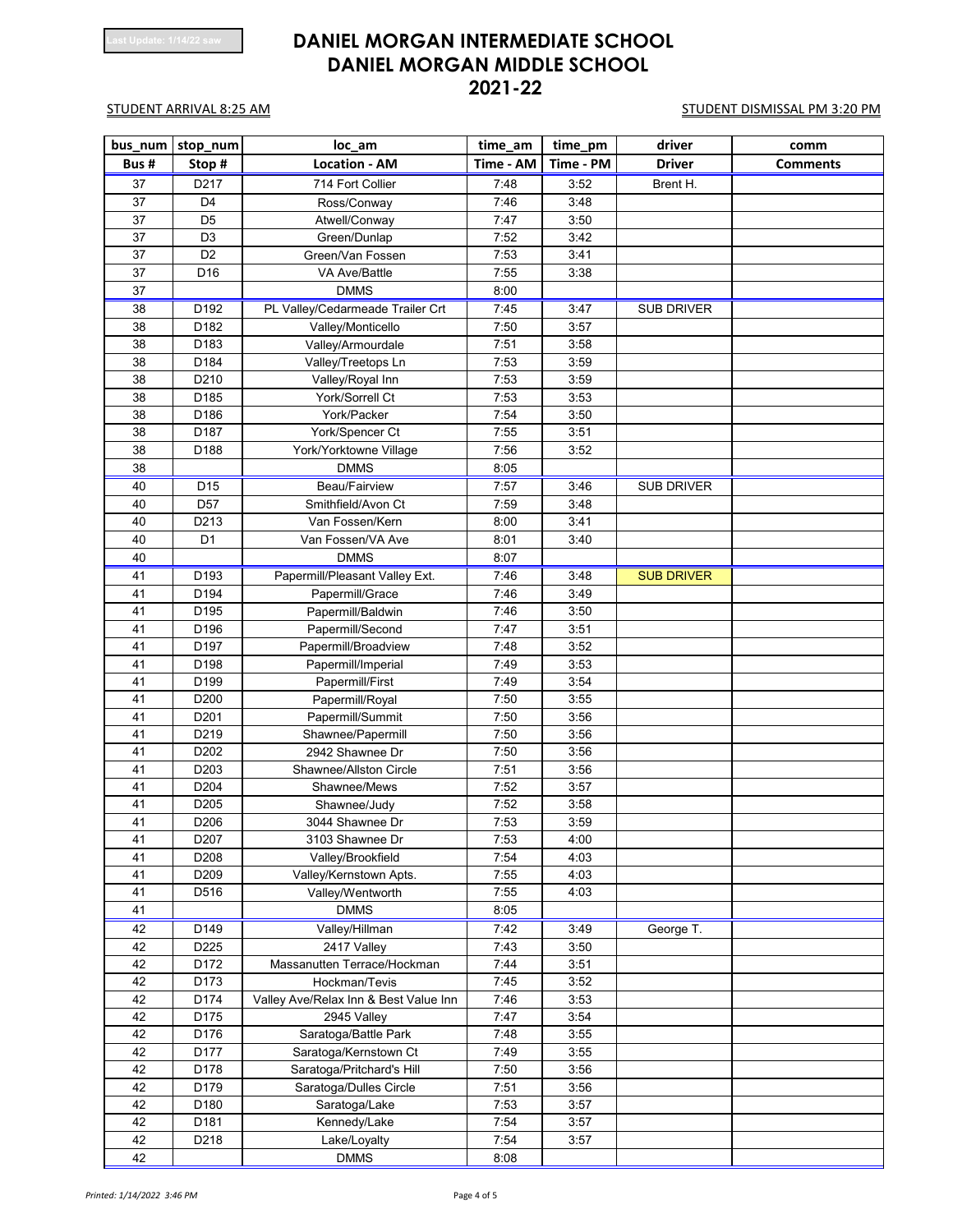Last Update: 1/14/22 saw

# DANIEL MORGAN INTERMEDIATE SCHOOL
# DANIEL MORGAN MIDDLE SCHOOL
# 2021-22

STUDENT ARRIVAL 8:25 AM

STUDENT DISMISSAL PM 3:20 PM

| bus_num | stop_num | loc_am | time_am | time_pm | driver | comm |
|---|---|---|---|---|---|---|
| Bus # | Stop # | Location - AM | Time - AM | Time - PM | Driver | Comments |
| 37 | D217 | 714 Fort Collier | 7:48 | 3:52 | Brent H. | |
| 37 | D4 | Ross/Conway | 7:46 | 3:48 | | |
| 37 | D5 | Atwell/Conway | 7:47 | 3:50 | | |
| 37 | D3 | Green/Dunlap | 7:52 | 3:42 | | |
| 37 | D2 | Green/Van Fossen | 7:53 | 3:41 | | |
| 37 | D16 | VA Ave/Battle | 7:55 | 3:38 | | |
| 37 | | DMMS | 8:00 | | | |
| 38 | D192 | PL Valley/Cedarmeade Trailer Crt | 7:45 | 3:47 | SUB DRIVER | |
| 38 | D182 | Valley/Monticello | 7:50 | 3:57 | | |
| 38 | D183 | Valley/Armourdale | 7:51 | 3:58 | | |
| 38 | D184 | Valley/Treetops Ln | 7:53 | 3:59 | | |
| 38 | D210 | Valley/Royal Inn | 7:53 | 3:59 | | |
| 38 | D185 | York/Sorrell Ct | 7:53 | 3:53 | | |
| 38 | D186 | York/Packer | 7:54 | 3:50 | | |
| 38 | D187 | York/Spencer Ct | 7:55 | 3:51 | | |
| 38 | D188 | York/Yorktowne Village | 7:56 | 3:52 | | |
| 38 | | DMMS | 8:05 | | | |
| 40 | D15 | Beau/Fairview | 7:57 | 3:46 | SUB DRIVER | |
| 40 | D57 | Smithfield/Avon Ct | 7:59 | 3:48 | | |
| 40 | D213 | Van Fossen/Kern | 8:00 | 3:41 | | |
| 40 | D1 | Van Fossen/VA Ave | 8:01 | 3:40 | | |
| 40 | | DMMS | 8:07 | | | |
| 41 | D193 | Papermill/Pleasant Valley Ext. | 7:46 | 3:48 | SUB DRIVER | |
| 41 | D194 | Papermill/Grace | 7:46 | 3:49 | | |
| 41 | D195 | Papermill/Baldwin | 7:46 | 3:50 | | |
| 41 | D196 | Papermill/Second | 7:47 | 3:51 | | |
| 41 | D197 | Papermill/Broadview | 7:48 | 3:52 | | |
| 41 | D198 | Papermill/Imperial | 7:49 | 3:53 | | |
| 41 | D199 | Papermill/First | 7:49 | 3:54 | | |
| 41 | D200 | Papermill/Royal | 7:50 | 3:55 | | |
| 41 | D201 | Papermill/Summit | 7:50 | 3:56 | | |
| 41 | D219 | Shawnee/Papermill | 7:50 | 3:56 | | |
| 41 | D202 | 2942 Shawnee Dr | 7:50 | 3:56 | | |
| 41 | D203 | Shawnee/Allston Circle | 7:51 | 3:56 | | |
| 41 | D204 | Shawnee/Mews | 7:52 | 3:57 | | |
| 41 | D205 | Shawnee/Judy | 7:52 | 3:58 | | |
| 41 | D206 | 3044 Shawnee Dr | 7:53 | 3:59 | | |
| 41 | D207 | 3103 Shawnee Dr | 7:53 | 4:00 | | |
| 41 | D208 | Valley/Brookfield | 7:54 | 4:03 | | |
| 41 | D209 | Valley/Kernstown Apts. | 7:55 | 4:03 | | |
| 41 | D516 | Valley/Wentworth | 7:55 | 4:03 | | |
| 41 | | DMMS | 8:05 | | | |
| 42 | D149 | Valley/Hillman | 7:42 | 3:49 | George T. | |
| 42 | D225 | 2417 Valley | 7:43 | 3:50 | | |
| 42 | D172 | Massanutten Terrace/Hockman | 7:44 | 3:51 | | |
| 42 | D173 | Hockman/Tevis | 7:45 | 3:52 | | |
| 42 | D174 | Valley Ave/Relax Inn & Best Value Inn | 7:46 | 3:53 | | |
| 42 | D175 | 2945 Valley | 7:47 | 3:54 | | |
| 42 | D176 | Saratoga/Battle Park | 7:48 | 3:55 | | |
| 42 | D177 | Saratoga/Kernstown Ct | 7:49 | 3:55 | | |
| 42 | D178 | Saratoga/Pritchard's Hill | 7:50 | 3:56 | | |
| 42 | D179 | Saratoga/Dulles Circle | 7:51 | 3:56 | | |
| 42 | D180 | Saratoga/Lake | 7:53 | 3:57 | | |
| 42 | D181 | Kennedy/Lake | 7:54 | 3:57 | | |
| 42 | D218 | Lake/Loyalty | 7:54 | 3:57 | | |
| 42 | | DMMS | 8:08 | | | |

*Printed: 1/14/2022 3:46 PM*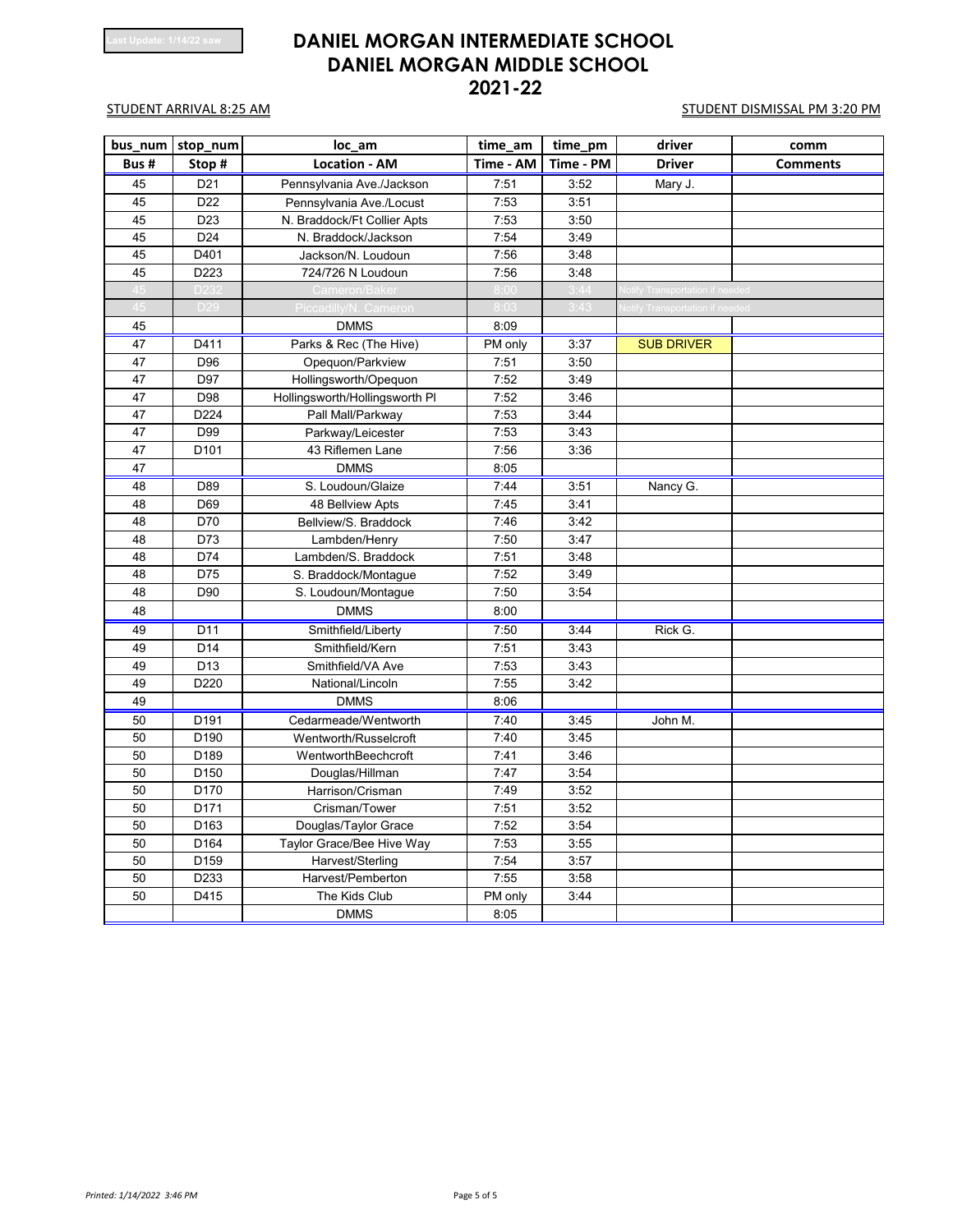Last Update: 1/14/22 saw

# DANIEL MORGAN INTERMEDIATE SCHOOL
# DANIEL MORGAN MIDDLE SCHOOL
# 2021-22

STUDENT ARRIVAL 8:25 AM

STUDENT DISMISSAL PM 3:20 PM

| bus_num | stop_num | loc_am | time_am | time_pm | driver | comm |
|---|---|---|---|---|---|---|
| Bus # | Stop # | Location - AM | Time - AM | Time - PM | Driver | Comments |
| 45 | D21 | Pennsylvania Ave./Jackson | 7:51 | 3:52 | Mary J. | |
| 45 | D22 | Pennsylvania Ave./Locust | 7:53 | 3:51 | | |
| 45 | D23 | N. Braddock/Ft Collier Apts | 7:53 | 3:50 | | |
| 45 | D24 | N. Braddock/Jackson | 7:54 | 3:49 | | |
| 45 | D401 | Jackson/N. Loudoun | 7:56 | 3:48 | | |
| 45 | D223 | 724/726 N Loudoun | 7:56 | 3:48 | | |
| 45 | D232 | Cameron/Baker | 8:00 | 3:44 | Notify Transportation if needed | |
| 45 | D29 | Piccadilly/N. Cameron | 8:03 | 3:43 | Notify Transportation if needed | |
| 45 | | DMMS | 8:09 | | | |
| 47 | D411 | Parks & Rec (The Hive) | PM only | 3:37 | SUB DRIVER | |
| 47 | D96 | Opequon/Parkview | 7:51 | 3:50 | | |
| 47 | D97 | Hollingsworth/Opequon | 7:52 | 3:49 | | |
| 47 | D98 | Hollingsworth/Hollingsworth Pl | 7:52 | 3:46 | | |
| 47 | D224 | Pall Mall/Parkway | 7:53 | 3:44 | | |
| 47 | D99 | Parkway/Leicester | 7:53 | 3:43 | | |
| 47 | D101 | 43 Riflemen Lane | 7:56 | 3:36 | | |
| 47 | | DMMS | 8:05 | | | |
| 48 | D89 | S. Loudoun/Glaize | 7:44 | 3:51 | Nancy G. | |
| 48 | D69 | 48 Bellview Apts | 7:45 | 3:41 | | |
| 48 | D70 | Bellview/S. Braddock | 7:46 | 3:42 | | |
| 48 | D73 | Lambden/Henry | 7:50 | 3:47 | | |
| 48 | D74 | Lambden/S. Braddock | 7:51 | 3:48 | | |
| 48 | D75 | S. Braddock/Montague | 7:52 | 3:49 | | |
| 48 | D90 | S. Loudoun/Montague | 7:50 | 3:54 | | |
| 48 | | DMMS | 8:00 | | | |
| 49 | D11 | Smithfield/Liberty | 7:50 | 3:44 | Rick G. | |
| 49 | D14 | Smithfield/Kern | 7:51 | 3:43 | | |
| 49 | D13 | Smithfield/VA Ave | 7:53 | 3:43 | | |
| 49 | D220 | National/Lincoln | 7:55 | 3:42 | | |
| 49 | | DMMS | 8:06 | | | |
| 50 | D191 | Cedarmeade/Wentworth | 7:40 | 3:45 | John M. | |
| 50 | D190 | Wentworth/Russelcroft | 7:40 | 3:45 | | |
| 50 | D189 | WentworthBeechcroft | 7:41 | 3:46 | | |
| 50 | D150 | Douglas/Hillman | 7:47 | 3:54 | | |
| 50 | D170 | Harrison/Crisman | 7:49 | 3:52 | | |
| 50 | D171 | Crisman/Tower | 7:51 | 3:52 | | |
| 50 | D163 | Douglas/Taylor Grace | 7:52 | 3:54 | | |
| 50 | D164 | Taylor Grace/Bee Hive Way | 7:53 | 3:55 | | |
| 50 | D159 | Harvest/Sterling | 7:54 | 3:57 | | |
| 50 | D233 | Harvest/Pemberton | 7:55 | 3:58 | | |
| 50 | D415 | The Kids Club | PM only | 3:44 | | |
| | | DMMS | 8:05 | | | |

*Printed: 1/14/2022 3:46 PM*